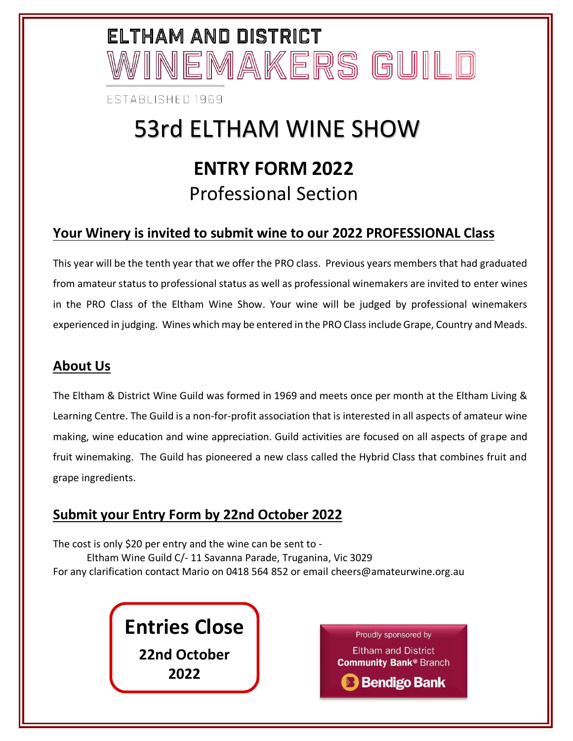ELTHAM AND DISTRICT

WINEMAKERS GUILD

ESTABLISHED 1969

# 53rd ELTHAM WINE SHOW

## ENTRY FORM 2022

Professional Section

## Your Winery is invited to submit wine to our 2022 PROFESSIONAL Class

This year will be the tenth year that we offer the PRO class. Previous years members that had graduated from amateur status to professional status as well as professional winemakers are invited to enter wines in the PRO Class of the Eltham Wine Show. Your wine will be judged by professional winemakers experienced in judging. Wines which may be entered in the PRO Class include Grape, Country and Meads.

## About Us

The Eltham & District Wine Guild was formed in 1969 and meets once per month at the Eltham Living & Learning Centre. The Guild is a non-for-profit association that is interested in all aspects of amateur wine making, wine education and wine appreciation. Guild activities are focused on all aspects of grape and fruit winemaking. The Guild has pioneered a new class called the Hybrid Class that combines fruit and grape ingredients.

## Submit your Entry Form by 22nd October 2022

The cost is only $20 per entry and the wine can be sent to -
Eltham Wine Guild C/- 11 Savanna Parade, Truganina, Vic 3029
For any clarification contact Mario on 0418 564 852 or email cheers@amateurwine.org.au

**Entries Close**

**22nd October 2022**

Proudly sponsored by
Eltham and District **Community Bank®** Branch
**Bendigo Bank**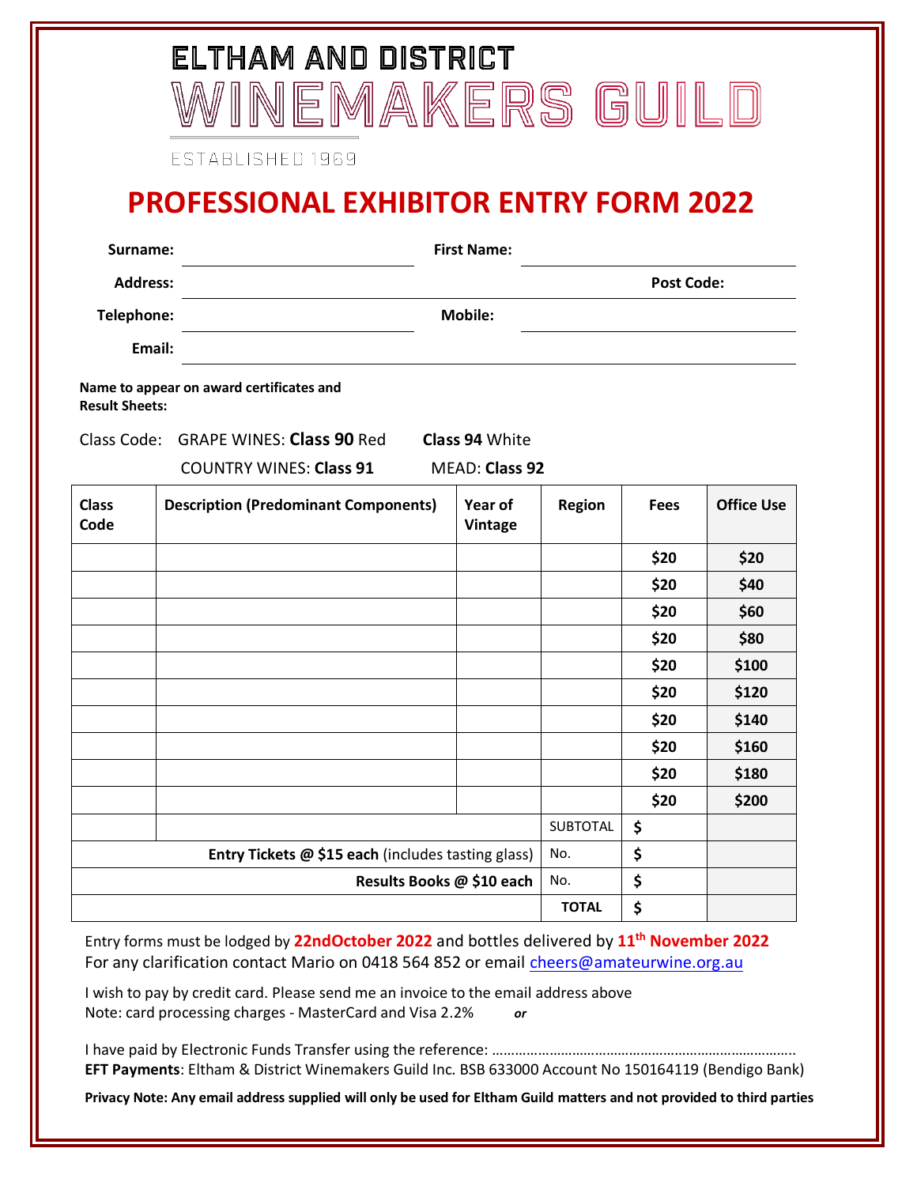# ELTHAM AND DISTRICT WINEMAKERS GUILD

ESTABLISHED 1969

## PROFESSIONAL EXHIBITOR ENTRY FORM 2022

**Surname:** ______________________ **First Name:** ______________________

**Address:** ______________________ **Post Code:** ______________________

**Telephone:** ______________________ **Mobile:** ______________________

**Email:** ______________________

**Name to appear on award certificates and Result Sheets:**

Class Code: GRAPE WINES: **Class 90** Red **Class 94** White

COUNTRY WINES: **Class 91** MEAD: **Class 92**

| Class Code | Description (Predominant Components) | Year of Vintage | Region | Fees | Office Use |
|---|---|---|---|---|---|
| | | | | $20 | $20 |
| | | | | $20 | $40 |
| | | | | $20 | $60 |
| | | | | $20 | $80 |
| | | | | $20 | $100 |
| | | | | $20 | $120 |
| | | | | $20 | $140 |
| | | | | $20 | $160 |
| | | | | $20 | $180 |
| | | | | $20 | $200 |
| | | | SUBTOTAL | $ | |
| **Entry Tickets @ $15 each** (includes tasting glass) | | | No. | $ | |
| **Results Books @ $10 each** | | | No. | $ | |
| | | | **TOTAL** | $ | |

Entry forms must be lodged by **22ndOctober 2022** and bottles delivered by **11th November 2022**
For any clarification contact Mario on 0418 564 852 or email cheers@amateurwine.org.au

I wish to pay by credit card. Please send me an invoice to the email address above
Note: card processing charges - MasterCard and Visa 2.2% ***or***

I have paid by Electronic Funds Transfer using the reference: …………………………………………………………………..
**EFT Payments**: Eltham & District Winemakers Guild Inc. BSB 633000 Account No 150164119 (Bendigo Bank)

**Privacy Note: Any email address supplied will only be used for Eltham Guild matters and not provided to third parties**